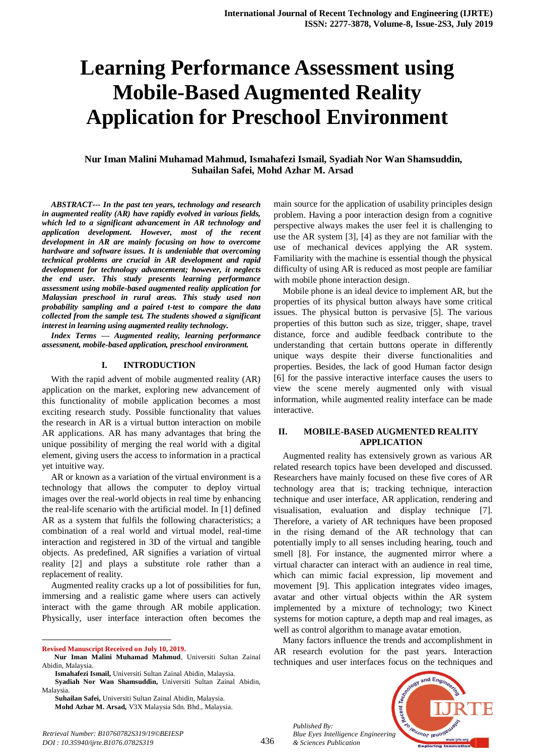# Learning Performance Assessment using Mobile-Based Augmented Reality Application for Preschool Environment

**Nur Iman Malini Muhamad Mahmud, Ismahafezi Ismail, Syadiah Nor Wan Shamsuddin, Suhailan Safei, Mohd Azhar M. Arsad**

***ABSTRACT--- In the past ten years, technology and research in augmented reality (AR) have rapidly evolved in various fields, which led to a significant advancement in AR technology and application development. However, most of the recent development in AR are mainly focusing on how to overcome hardware and software issues. It is undeniable that overcoming technical problems are crucial in AR development and rapid development for technology advancement; however, it neglects the end user. This study presents learning performance assessment using mobile-based augmented reality application for Malaysian preschool in rural areas. This study used non probability sampling and a paired t-test to compare the data collected from the sample test. The students showed a significant interest in learning using augmented reality technology.***

***Index Terms — Augmented reality, learning performance assessment, mobile-based application, preschool environment.***

## I. INTRODUCTION

With the rapid advent of mobile augmented reality (AR) application on the market, exploring new advancement of this functionality of mobile application becomes a most exciting research study. Possible functionality that values the research in AR is a virtual button interaction on mobile AR applications. AR has many advantages that bring the unique possibility of merging the real world with a digital element, giving users the access to information in a practical yet intuitive way.

AR or known as a variation of the virtual environment is a technology that allows the computer to deploy virtual images over the real-world objects in real time by enhancing the real-life scenario with the artificial model. In [1] defined AR as a system that fulfils the following characteristics; a combination of a real world and virtual model, real-time interaction and registered in 3D of the virtual and tangible objects. As predefined, AR signifies a variation of virtual reality [2] and plays a substitute role rather than a replacement of reality.

Augmented reality cracks up a lot of possibilities for fun, immersing and a realistic game where users can actively interact with the game through AR mobile application. Physically, user interface interaction often becomes the main source for the application of usability principles design problem. Having a poor interaction design from a cognitive perspective always makes the user feel it is challenging to use the AR system [3], [4] as they are not familiar with the use of mechanical devices applying the AR system. Familiarity with the machine is essential though the physical difficulty of using AR is reduced as most people are familiar with mobile phone interaction design.

Mobile phone is an ideal device to implement AR, but the properties of its physical button always have some critical issues. The physical button is pervasive [5]. The various properties of this button such as size, trigger, shape, travel distance, force and audible feedback contribute to the understanding that certain buttons operate in differently unique ways despite their diverse functionalities and properties. Besides, the lack of good Human factor design [6] for the passive interactive interface causes the users to view the scene merely augmented only with visual information, while augmented reality interface can be made interactive.

## II. MOBILE-BASED AUGMENTED REALITY APPLICATION

Augmented reality has extensively grown as various AR related research topics have been developed and discussed. Researchers have mainly focused on these five cores of AR technology area that is; tracking technique, interaction technique and user interface, AR application, rendering and visualisation, evaluation and display technique [7]. Therefore, a variety of AR techniques have been proposed in the rising demand of the AR technology that can potentially imply to all senses including hearing, touch and smell [8]. For instance, the augmented mirror where a virtual character can interact with an audience in real time, which can mimic facial expression, lip movement and movement [9]. This application integrates video images, avatar and other virtual objects within the AR system implemented by a mixture of technology; two Kinect systems for motion capture, a depth map and real images, as well as control algorithm to manage avatar emotion.

Many factors influence the trends and accomplishment in AR research evolution for the past years. Interaction techniques and user interfaces focus on the techniques and

---

**Revised Manuscript Received on July 10, 2019.**

**Nur Iman Malini Muhamad Mahmud**, Universiti Sultan Zainal Abidin, Malaysia.

**Ismahafezi Ismail,** Universiti Sultan Zainal Abidin, Malaysia.

**Syadiah Nor Wan Shamsuddin,** Universiti Sultan Zainal Abidin, Malaysia.

**Suhailan Safei,** Universiti Sultan Zainal Abidin, Malaysia.

**Mohd Azhar M. Arsad,** V3X Malaysia Sdn. Bhd., Malaysia.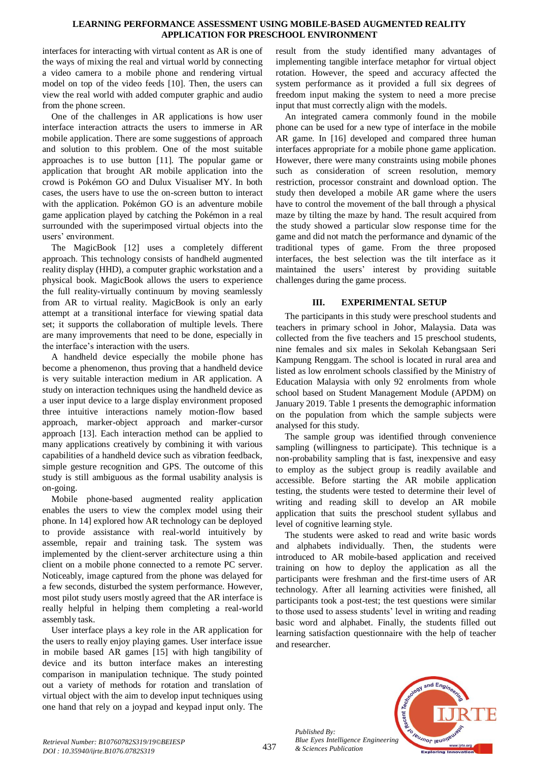interfaces for interacting with virtual content as AR is one of the ways of mixing the real and virtual world by connecting a video camera to a mobile phone and rendering virtual model on top of the video feeds [10]. Then, the users can view the real world with added computer graphic and audio from the phone screen.

One of the challenges in AR applications is how user interface interaction attracts the users to immerse in AR mobile application. There are some suggestions of approach and solution to this problem. One of the most suitable approaches is to use button [11]. The popular game or application that brought AR mobile application into the crowd is Pokémon GO and Dulux Visualiser MY. In both cases, the users have to use the on-screen button to interact with the application. Pokémon GO is an adventure mobile game application played by catching the Pokémon in a real surrounded with the superimposed virtual objects into the users' environment.

The MagicBook [12] uses a completely different approach. This technology consists of handheld augmented reality display (HHD), a computer graphic workstation and a physical book. MagicBook allows the users to experience the full reality-virtually continuum by moving seamlessly from AR to virtual reality. MagicBook is only an early attempt at a transitional interface for viewing spatial data set; it supports the collaboration of multiple levels. There are many improvements that need to be done, especially in the interface's interaction with the users.

A handheld device especially the mobile phone has become a phenomenon, thus proving that a handheld device is very suitable interaction medium in AR application. A study on interaction techniques using the handheld device as a user input device to a large display environment proposed three intuitive interactions namely motion-flow based approach, marker-object approach and marker-cursor approach [13]. Each interaction method can be applied to many applications creatively by combining it with various capabilities of a handheld device such as vibration feedback, simple gesture recognition and GPS. The outcome of this study is still ambiguous as the formal usability analysis is on-going.

Mobile phone-based augmented reality application enables the users to view the complex model using their phone. In 14] explored how AR technology can be deployed to provide assistance with real-world intuitively by assemble, repair and training task. The system was implemented by the client-server architecture using a thin client on a mobile phone connected to a remote PC server. Noticeably, image captured from the phone was delayed for a few seconds, disturbed the system performance. However, most pilot study users mostly agreed that the AR interface is really helpful in helping them completing a real-world assembly task.

User interface plays a key role in the AR application for the users to really enjoy playing games. User interface issue in mobile based AR games [15] with high tangibility of device and its button interface makes an interesting comparison in manipulation technique. The study pointed out a variety of methods for rotation and translation of virtual object with the aim to develop input techniques using one hand that rely on a joypad and keypad input only. The result from the study identified many advantages of implementing tangible interface metaphor for virtual object rotation. However, the speed and accuracy affected the system performance as it provided a full six degrees of freedom input making the system to need a more precise input that must correctly align with the models.

An integrated camera commonly found in the mobile phone can be used for a new type of interface in the mobile AR game. In [16] developed and compared three human interfaces appropriate for a mobile phone game application. However, there were many constraints using mobile phones such as consideration of screen resolution, memory restriction, processor constraint and download option. The study then developed a mobile AR game where the users have to control the movement of the ball through a physical maze by tilting the maze by hand. The result acquired from the study showed a particular slow response time for the game and did not match the performance and dynamic of the traditional types of game. From the three proposed interfaces, the best selection was the tilt interface as it maintained the users' interest by providing suitable challenges during the game process.

## III. EXPERIMENTAL SETUP

The participants in this study were preschool students and teachers in primary school in Johor, Malaysia. Data was collected from the five teachers and 15 preschool students, nine females and six males in Sekolah Kebangsaan Seri Kampung Renggam. The school is located in rural area and listed as low enrolment schools classified by the Ministry of Education Malaysia with only 92 enrolments from whole school based on Student Management Module (APDM) on January 2019. Table 1 presents the demographic information on the population from which the sample subjects were analysed for this study.

The sample group was identified through convenience sampling (willingness to participate). This technique is a non-probability sampling that is fast, inexpensive and easy to employ as the subject group is readily available and accessible. Before starting the AR mobile application testing, the students were tested to determine their level of writing and reading skill to develop an AR mobile application that suits the preschool student syllabus and level of cognitive learning style.

The students were asked to read and write basic words and alphabets individually. Then, the students were introduced to AR mobile-based application and received training on how to deploy the application as all the participants were freshman and the first-time users of AR technology. After all learning activities were finished, all participants took a post-test; the test questions were similar to those used to assess students' level in writing and reading basic word and alphabet. Finally, the students filled out learning satisfaction questionnaire with the help of teacher and researcher.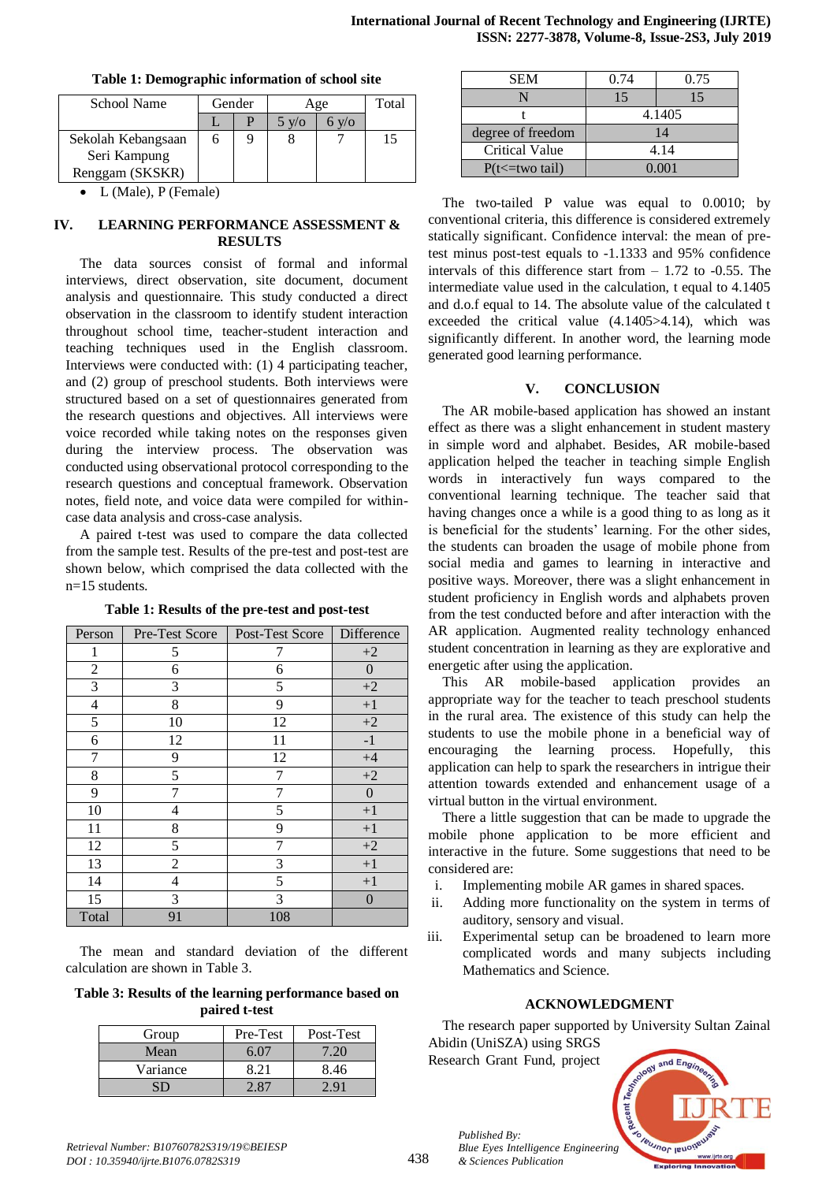**Table 1: Demographic information of school site**

| School Name | Gender | | Age | | Total |
|---|---|---|---|---|---|
| | L | P | 5 y/o | 6 y/o | |
| Sekolah Kebangsaan Seri Kampung Renggam (SKSKR) | 6 | 9 | 8 | 7 | 15 |

- L (Male), P (Female)

## IV. LEARNING PERFORMANCE ASSESSMENT & RESULTS

The data sources consist of formal and informal interviews, direct observation, site document, document analysis and questionnaire. This study conducted a direct observation in the classroom to identify student interaction throughout school time, teacher-student interaction and teaching techniques used in the English classroom. Interviews were conducted with: (1) 4 participating teacher, and (2) group of preschool students. Both interviews were structured based on a set of questionnaires generated from the research questions and objectives. All interviews were voice recorded while taking notes on the responses given during the interview process. The observation was conducted using observational protocol corresponding to the research questions and conceptual framework. Observation notes, field note, and voice data were compiled for within-case data analysis and cross-case analysis.

A paired t-test was used to compare the data collected from the sample test. Results of the pre-test and post-test are shown below, which comprised the data collected with the n=15 students.

**Table 1: Results of the pre-test and post-test**

| Person | Pre-Test Score | Post-Test Score | Difference |
|---|---|---|---|
| 1 | 5 | 7 | +2 |
| 2 | 6 | 6 | 0 |
| 3 | 3 | 5 | +2 |
| 4 | 8 | 9 | +1 |
| 5 | 10 | 12 | +2 |
| 6 | 12 | 11 | -1 |
| 7 | 9 | 12 | +4 |
| 8 | 5 | 7 | +2 |
| 9 | 7 | 7 | 0 |
| 10 | 4 | 5 | +1 |
| 11 | 8 | 9 | +1 |
| 12 | 5 | 7 | +2 |
| 13 | 2 | 3 | +1 |
| 14 | 4 | 5 | +1 |
| 15 | 3 | 3 | 0 |
| Total | 91 | 108 | |

The mean and standard deviation of the different calculation are shown in Table 3.

**Table 3: Results of the learning performance based on paired t-test**

| Group | Pre-Test | Post-Test |
|---|---|---|
| Mean | 6.07 | 7.20 |
| Variance | 8.21 | 8.46 |
| SD | 2.87 | 2.91 |
| SEM | 0.74 | 0.75 |
| N | 15 | 15 |
| t | 4.1405 | |
| degree of freedom | 14 | |
| Critical Value | 4.14 | |
| P(t<=two tail) | 0.001 | |

The two-tailed P value was equal to 0.0010; by conventional criteria, this difference is considered extremely statically significant. Confidence interval: the mean of pre-test minus post-test equals to -1.1333 and 95% confidence intervals of this difference start from – 1.72 to -0.55. The intermediate value used in the calculation, t equal to 4.1405 and d.o.f equal to 14. The absolute value of the calculated t exceeded the critical value (4.1405>4.14), which was significantly different. In another word, the learning mode generated good learning performance.

## V. CONCLUSION

The AR mobile-based application has showed an instant effect as there was a slight enhancement in student mastery in simple word and alphabet. Besides, AR mobile-based application helped the teacher in teaching simple English words in interactively fun ways compared to the conventional learning technique. The teacher said that having changes once a while is a good thing to as long as it is beneficial for the students' learning. For the other sides, the students can broaden the usage of mobile phone from social media and games to learning in interactive and positive ways. Moreover, there was a slight enhancement in student proficiency in English words and alphabets proven from the test conducted before and after interaction with the AR application. Augmented reality technology enhanced student concentration in learning as they are explorative and energetic after using the application.

This AR mobile-based application provides an appropriate way for the teacher to teach preschool students in the rural area. The existence of this study can help the students to use the mobile phone in a beneficial way of encouraging the learning process. Hopefully, this application can help to spark the researchers in intrigue their attention towards extended and enhancement usage of a virtual button in the virtual environment.

There a little suggestion that can be made to upgrade the mobile phone application to be more efficient and interactive in the future. Some suggestions that need to be considered are:

i. Implementing mobile AR games in shared spaces.
ii. Adding more functionality on the system in terms of auditory, sensory and visual.
iii. Experimental setup can be broadened to learn more complicated words and many subjects including Mathematics and Science.

## ACKNOWLEDGMENT

The research paper supported by University Sultan Zainal Abidin (UniSZA) using SRGS Research Grant Fund, project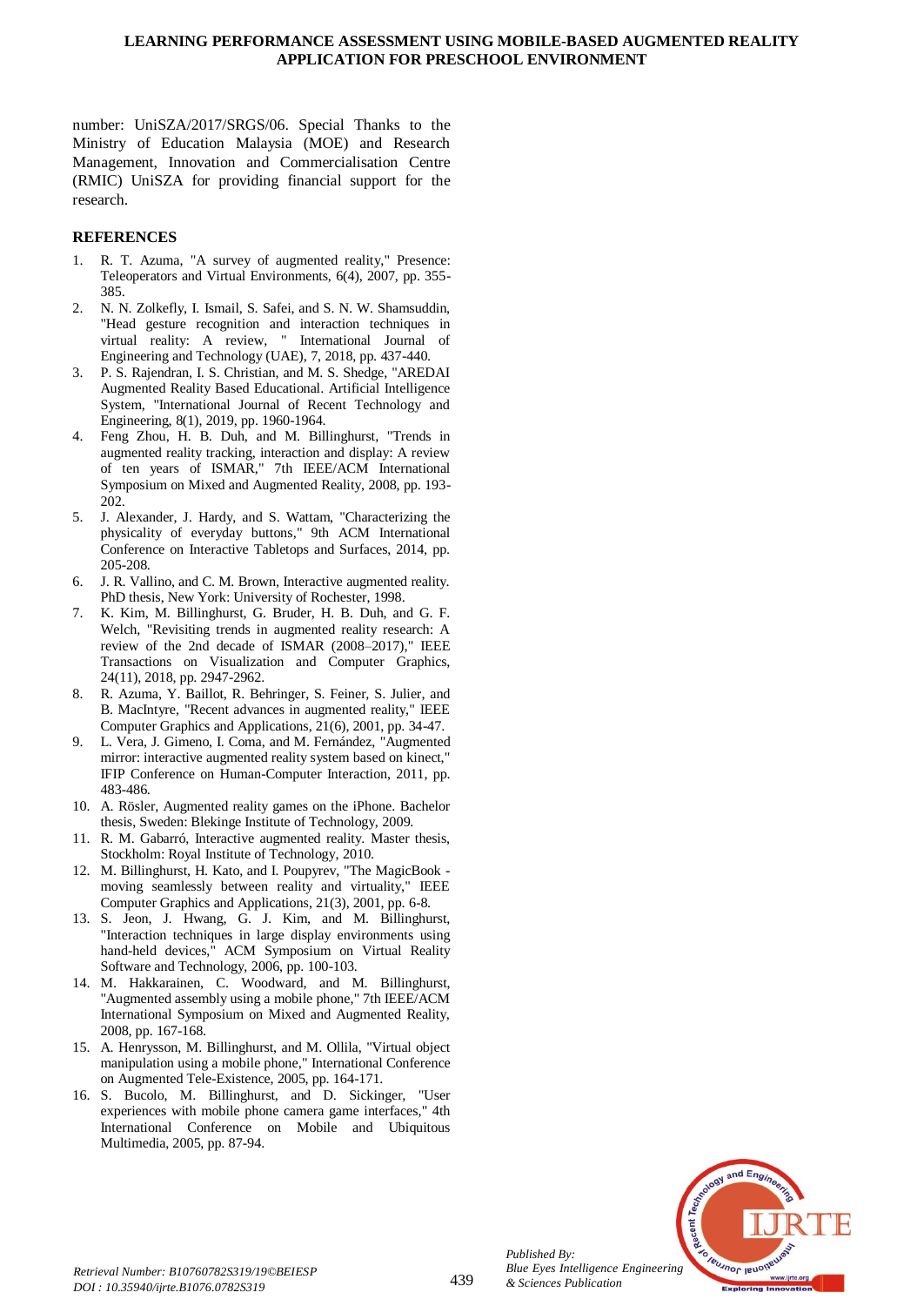number: UniSZA/2017/SRGS/06. Special Thanks to the Ministry of Education Malaysia (MOE) and Research Management, Innovation and Commercialisation Centre (RMIC) UniSZA for providing financial support for the research.

## REFERENCES

1. R. T. Azuma, "A survey of augmented reality," Presence: Teleoperators and Virtual Environments, 6(4), 2007, pp. 355-385.
2. N. N. Zolkefly, I. Ismail, S. Safei, and S. N. W. Shamsuddin, "Head gesture recognition and interaction techniques in virtual reality: A review, " International Journal of Engineering and Technology (UAE), 7, 2018, pp. 437-440.
3. P. S. Rajendran, I. S. Christian, and M. S. Shedge, "AREDAI Augmented Reality Based Educational. Artificial Intelligence System, "International Journal of Recent Technology and Engineering, 8(1), 2019, pp. 1960-1964.
4. Feng Zhou, H. B. Duh, and M. Billinghurst, "Trends in augmented reality tracking, interaction and display: A review of ten years of ISMAR," 7th IEEE/ACM International Symposium on Mixed and Augmented Reality, 2008, pp. 193-202.
5. J. Alexander, J. Hardy, and S. Wattam, "Characterizing the physicality of everyday buttons," 9th ACM International Conference on Interactive Tabletops and Surfaces, 2014, pp. 205-208.
6. J. R. Vallino, and C. M. Brown, Interactive augmented reality. PhD thesis, New York: University of Rochester, 1998.
7. K. Kim, M. Billinghurst, G. Bruder, H. B. Duh, and G. F. Welch, "Revisiting trends in augmented reality research: A review of the 2nd decade of ISMAR (2008–2017)," IEEE Transactions on Visualization and Computer Graphics, 24(11), 2018, pp. 2947-2962.
8. R. Azuma, Y. Baillot, R. Behringer, S. Feiner, S. Julier, and B. MacIntyre, "Recent advances in augmented reality," IEEE Computer Graphics and Applications, 21(6), 2001, pp. 34-47.
9. L. Vera, J. Gimeno, I. Coma, and M. Fernández, "Augmented mirror: interactive augmented reality system based on kinect," IFIP Conference on Human-Computer Interaction, 2011, pp. 483-486.
10. A. Rösler, Augmented reality games on the iPhone. Bachelor thesis, Sweden: Blekinge Institute of Technology, 2009.
11. R. M. Gabarró, Interactive augmented reality. Master thesis, Stockholm: Royal Institute of Technology, 2010.
12. M. Billinghurst, H. Kato, and I. Poupyrev, "The MagicBook - moving seamlessly between reality and virtuality," IEEE Computer Graphics and Applications, 21(3), 2001, pp. 6-8.
13. S. Jeon, J. Hwang, G. J. Kim, and M. Billinghurst, "Interaction techniques in large display environments using hand-held devices," ACM Symposium on Virtual Reality Software and Technology, 2006, pp. 100-103.
14. M. Hakkarainen, C. Woodward, and M. Billinghurst, "Augmented assembly using a mobile phone," 7th IEEE/ACM International Symposium on Mixed and Augmented Reality, 2008, pp. 167-168.
15. A. Henrysson, M. Billinghurst, and M. Ollila, "Virtual object manipulation using a mobile phone," International Conference on Augmented Tele-Existence, 2005, pp. 164-171.
16. S. Bucolo, M. Billinghurst, and D. Sickinger, "User experiences with mobile phone camera game interfaces," 4th International Conference on Mobile and Ubiquitous Multimedia, 2005, pp. 87-94.